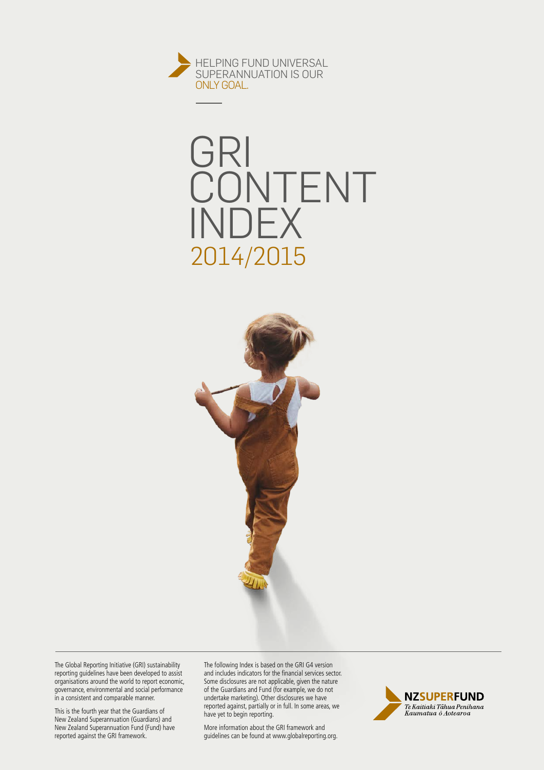HELPING FUND UNIVERSAL SUPERANNUATION IS OUR ONLY GOAL.

# GRI CONTENT INDEX 2014/2015

The Global Reporting Initiative (GRI) sustainability reporting guidelines have been developed to assist organisations around the world to report economic, governance, environmental and social performance in a consistent and comparable manner.

This is the fourth year that the Guardians of New Zealand Superannuation (Guardians) and New Zealand Superannuation Fund (Fund) have reported against the GRI framework.

The following Index is based on the GRI G4 version and includes indicators for the financial services sector. Some disclosures are not applicable, given the nature of the Guardians and Fund (for example, we do not undertake marketing). Other disclosures we have reported against, partially or in full. In some areas, we have yet to begin reporting.

More information about the GRI framework and guidelines can be found at www.globalreporting.org.

NZSUPERFUND
*Te Kaitiaki Tāhua Penihana Kaumatua ō Aotearoa*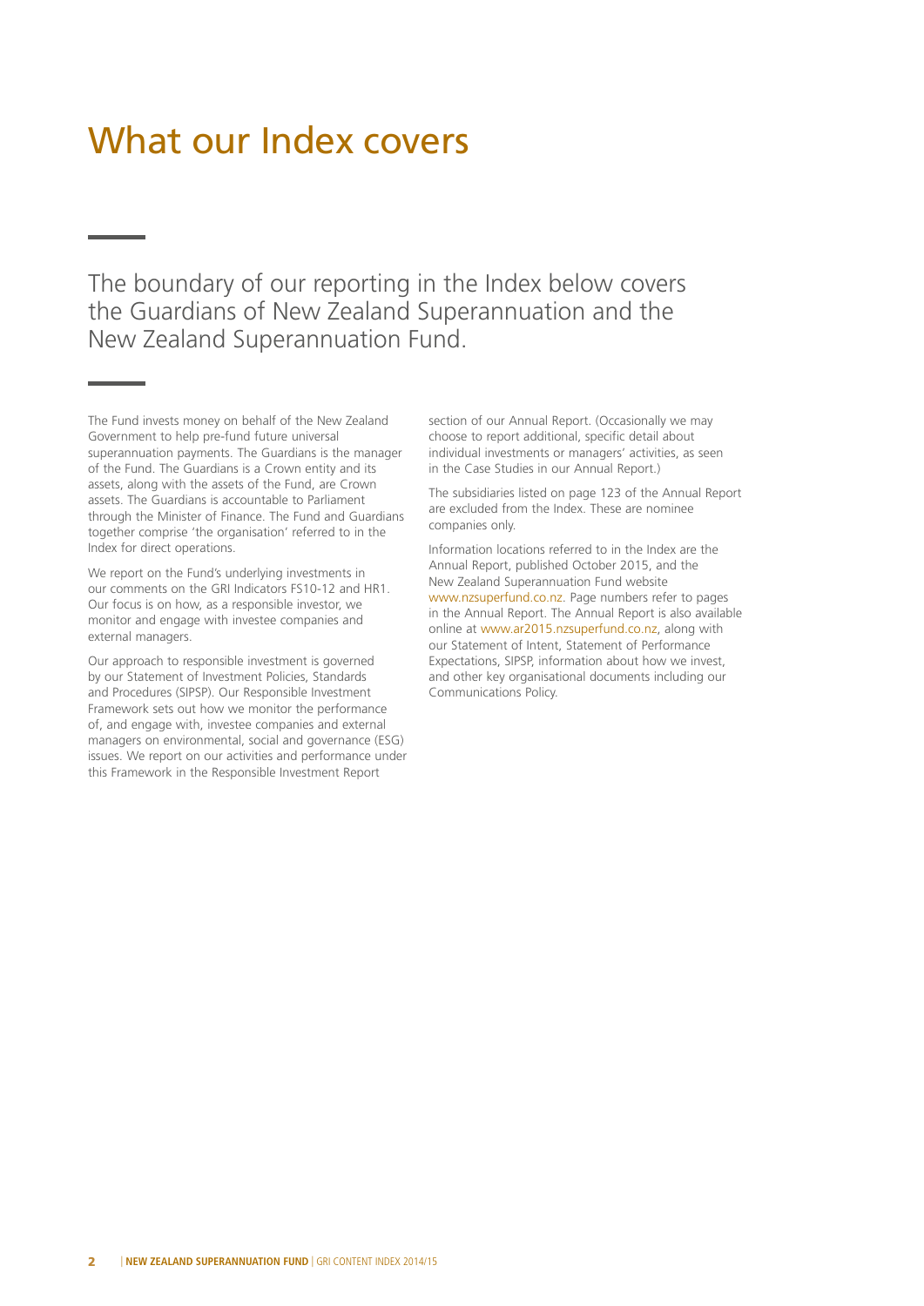# What our Index covers

The boundary of our reporting in the Index below covers the Guardians of New Zealand Superannuation and the New Zealand Superannuation Fund.

The Fund invests money on behalf of the New Zealand Government to help pre-fund future universal superannuation payments. The Guardians is the manager of the Fund. The Guardians is a Crown entity and its assets, along with the assets of the Fund, are Crown assets. The Guardians is accountable to Parliament through the Minister of Finance. The Fund and Guardians together comprise 'the organisation' referred to in the Index for direct operations.

We report on the Fund's underlying investments in our comments on the GRI Indicators FS10-12 and HR1. Our focus is on how, as a responsible investor, we monitor and engage with investee companies and external managers.

Our approach to responsible investment is governed by our Statement of Investment Policies, Standards and Procedures (SIPSP). Our Responsible Investment Framework sets out how we monitor the performance of, and engage with, investee companies and external managers on environmental, social and governance (ESG) issues. We report on our activities and performance under this Framework in the Responsible Investment Report section of our Annual Report. (Occasionally we may choose to report additional, specific detail about individual investments or managers' activities, as seen in the Case Studies in our Annual Report.)

The subsidiaries listed on page 123 of the Annual Report are excluded from the Index. These are nominee companies only.

Information locations referred to in the Index are the Annual Report, published October 2015, and the New Zealand Superannuation Fund website www.nzsuperfund.co.nz. Page numbers refer to pages in the Annual Report. The Annual Report is also available online at www.ar2015.nzsuperfund.co.nz, along with our Statement of Intent, Statement of Performance Expectations, SIPSP, information about how we invest, and other key organisational documents including our Communications Policy.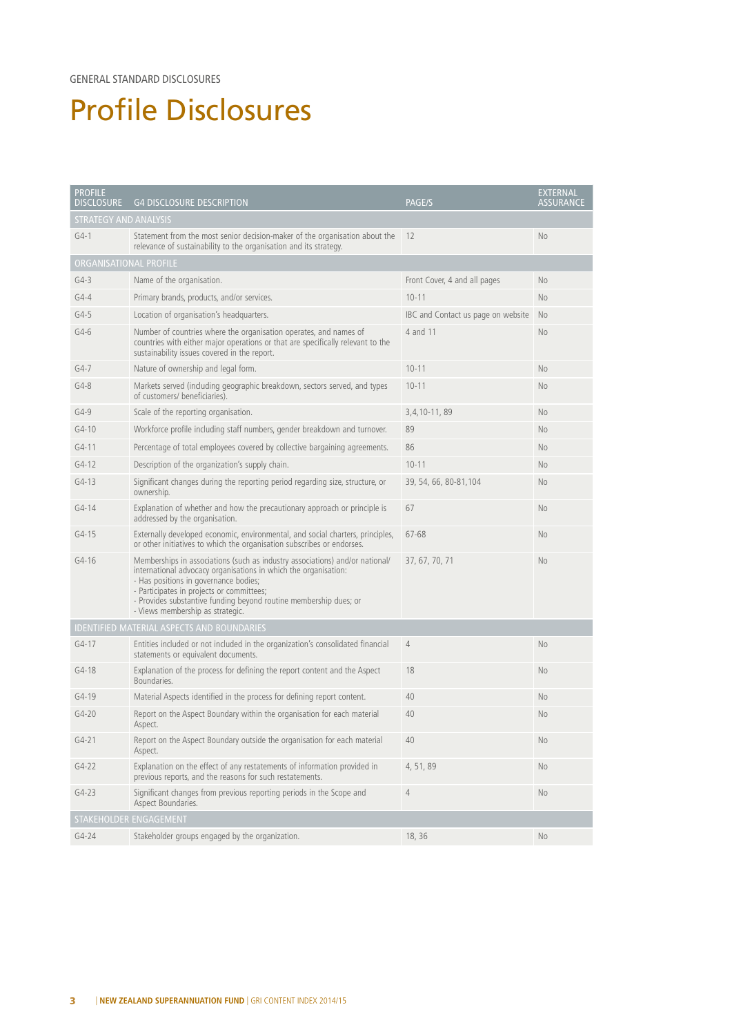GENERAL STANDARD DISCLOSURES

# Profile Disclosures

| PROFILE DISCLOSURE | G4 DISCLOSURE DESCRIPTION | PAGE/S | EXTERNAL ASSURANCE |
|---|---|---|---|
| **STRATEGY AND ANALYSIS** | | | |
| G4-1 | Statement from the most senior decision-maker of the organisation about the relevance of sustainability to the organisation and its strategy. | 12 | No |
| **ORGANISATIONAL PROFILE** | | | |
| G4-3 | Name of the organisation. | Front Cover, 4 and all pages | No |
| G4-4 | Primary brands, products, and/or services. | 10-11 | No |
| G4-5 | Location of organisation's headquarters. | IBC and Contact us page on website | No |
| G4-6 | Number of countries where the organisation operates, and names of countries with either major operations or that are specifically relevant to the sustainability issues covered in the report. | 4 and 11 | No |
| G4-7 | Nature of ownership and legal form. | 10-11 | No |
| G4-8 | Markets served (including geographic breakdown, sectors served, and types of customers/ beneficiaries). | 10-11 | No |
| G4-9 | Scale of the reporting organisation. | 3,4,10-11, 89 | No |
| G4-10 | Workforce profile including staff numbers, gender breakdown and turnover. | 89 | No |
| G4-11 | Percentage of total employees covered by collective bargaining agreements. | 86 | No |
| G4-12 | Description of the organization's supply chain. | 10-11 | No |
| G4-13 | Significant changes during the reporting period regarding size, structure, or ownership. | 39, 54, 66, 80-81,104 | No |
| G4-14 | Explanation of whether and how the precautionary approach or principle is addressed by the organisation. | 67 | No |
| G4-15 | Externally developed economic, environmental, and social charters, principles, or other initiatives to which the organisation subscribes or endorses. | 67-68 | No |
| G4-16 | Memberships in associations (such as industry associations) and/or national/ international advocacy organisations in which the organisation:<br>- Has positions in governance bodies;<br>- Participates in projects or committees;<br>- Provides substantive funding beyond routine membership dues; or<br>- Views membership as strategic. | 37, 67, 70, 71 | No |
| **IDENTIFIED MATERIAL ASPECTS AND BOUNDARIES** | | | |
| G4-17 | Entities included or not included in the organization's consolidated financial statements or equivalent documents. | 4 | No |
| G4-18 | Explanation of the process for defining the report content and the Aspect Boundaries. | 18 | No |
| G4-19 | Material Aspects identified in the process for defining report content. | 40 | No |
| G4-20 | Report on the Aspect Boundary within the organisation for each material Aspect. | 40 | No |
| G4-21 | Report on the Aspect Boundary outside the organisation for each material Aspect. | 40 | No |
| G4-22 | Explanation on the effect of any restatements of information provided in previous reports, and the reasons for such restatements. | 4, 51, 89 | No |
| G4-23 | Significant changes from previous reporting periods in the Scope and Aspect Boundaries. | 4 | No |
| **STAKEHOLDER ENGAGEMENT** | | | |
| G4-24 | Stakeholder groups engaged by the organization. | 18, 36 | No |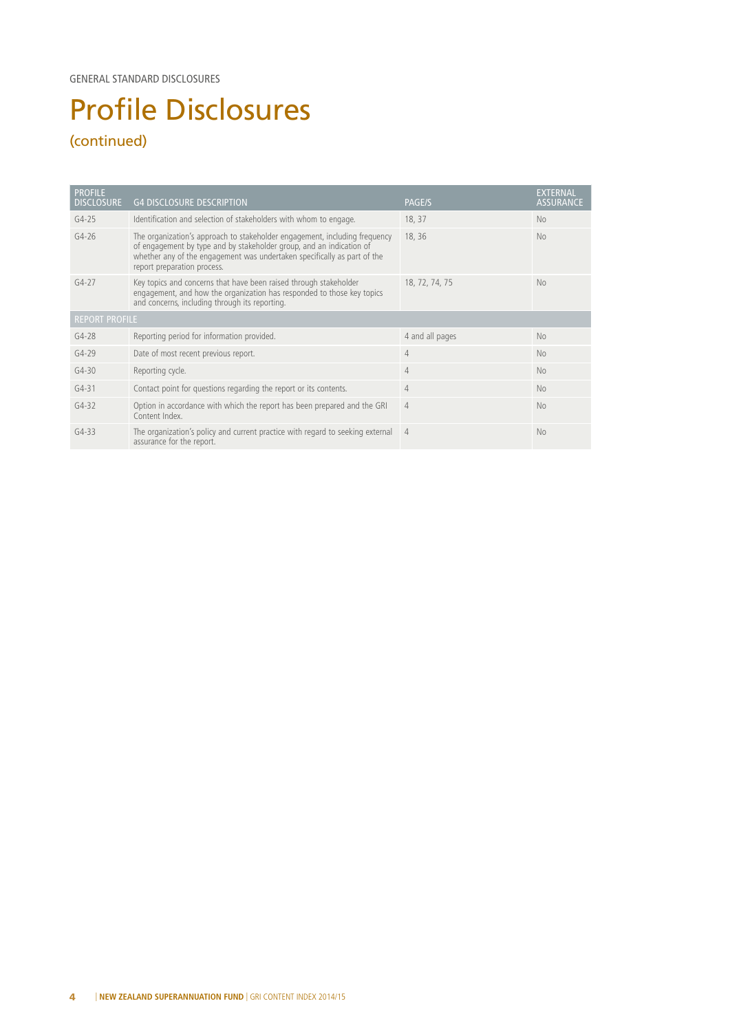GENERAL STANDARD DISCLOSURES

# Profile Disclosures

## (continued)

| PROFILE DISCLOSURE | G4 DISCLOSURE DESCRIPTION | PAGE/S | EXTERNAL ASSURANCE |
|---|---|---|---|
| G4-25 | Identification and selection of stakeholders with whom to engage. | 18, 37 | No |
| G4-26 | The organization's approach to stakeholder engagement, including frequency of engagement by type and by stakeholder group, and an indication of whether any of the engagement was undertaken specifically as part of the report preparation process. | 18, 36 | No |
| G4-27 | Key topics and concerns that have been raised through stakeholder engagement, and how the organization has responded to those key topics and concerns, including through its reporting. | 18, 72, 74, 75 | No |
| REPORT PROFILE | | | |
| G4-28 | Reporting period for information provided. | 4 and all pages | No |
| G4-29 | Date of most recent previous report. | 4 | No |
| G4-30 | Reporting cycle. | 4 | No |
| G4-31 | Contact point for questions regarding the report or its contents. | 4 | No |
| G4-32 | Option in accordance with which the report has been prepared and the GRI Content Index. | 4 | No |
| G4-33 | The organization's policy and current practice with regard to seeking external assurance for the report. | 4 | No |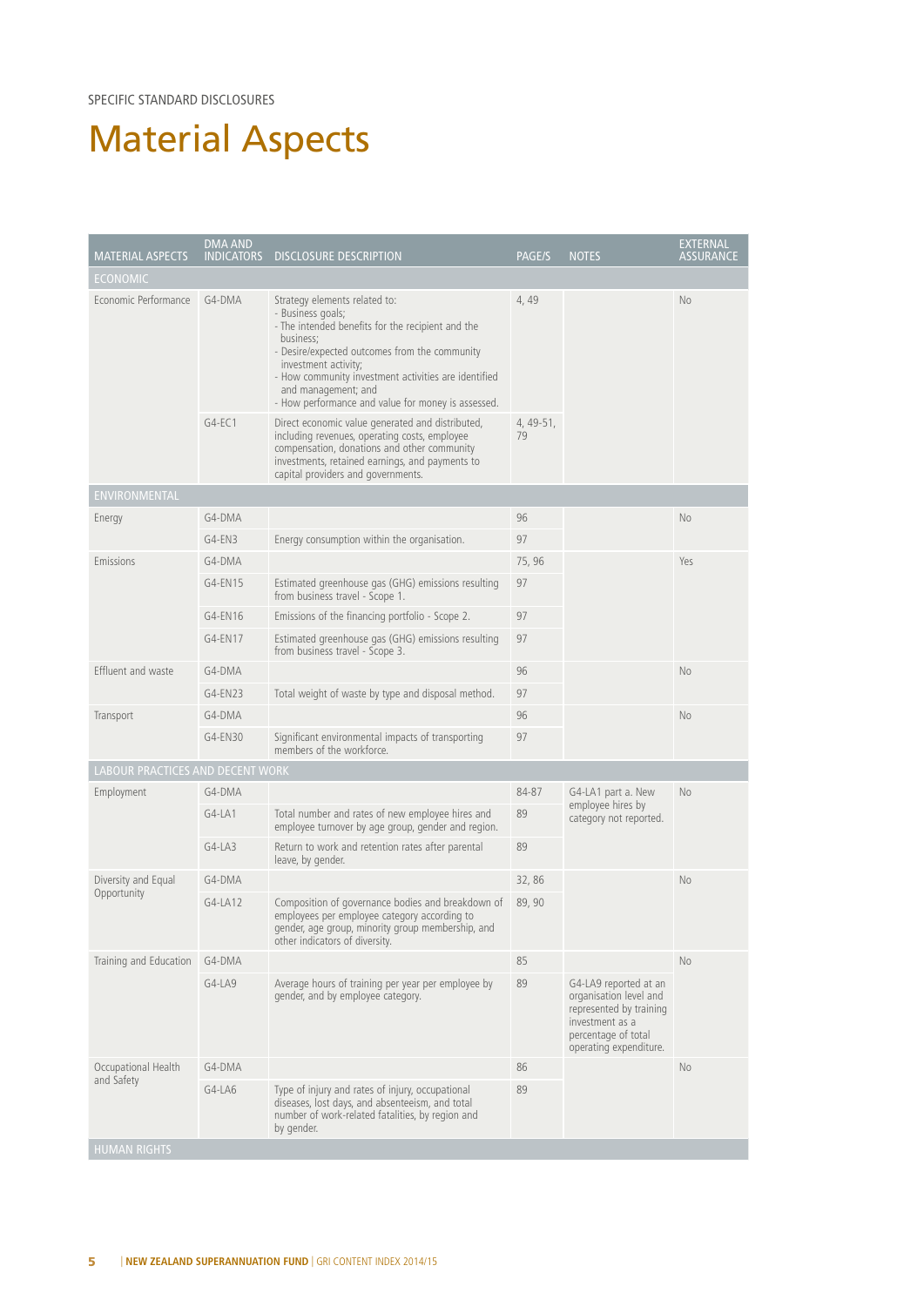SPECIFIC STANDARD DISCLOSURES

# Material Aspects

| MATERIAL ASPECTS | DMA AND INDICATORS | DISCLOSURE DESCRIPTION | PAGE/S | NOTES | EXTERNAL ASSURANCE |
|---|---|---|---|---|---|
| **ECONOMIC** | | | | | |
| Economic Performance | G4-DMA | Strategy elements related to:<br>- Business goals;<br>- The intended benefits for the recipient and the business;<br>- Desire/expected outcomes from the community investment activity;<br>- How community investment activities are identified and management; and<br>- How performance and value for money is assessed. | 4, 49 | | No |
| | G4-EC1 | Direct economic value generated and distributed, including revenues, operating costs, employee compensation, donations and other community investments, retained earnings, and payments to capital providers and governments. | 4, 49-51, 79 | | |
| **ENVIRONMENTAL** | | | | | |
| Energy | G4-DMA | | 96 | | No |
| | G4-EN3 | Energy consumption within the organisation. | 97 | | |
| Emissions | G4-DMA | | 75, 96 | | Yes |
| | G4-EN15 | Estimated greenhouse gas (GHG) emissions resulting from business travel - Scope 1. | 97 | | |
| | G4-EN16 | Emissions of the financing portfolio - Scope 2. | 97 | | |
| | G4-EN17 | Estimated greenhouse gas (GHG) emissions resulting from business travel - Scope 3. | 97 | | |
| Effluent and waste | G4-DMA | | 96 | | No |
| | G4-EN23 | Total weight of waste by type and disposal method. | 97 | | |
| Transport | G4-DMA | | 96 | | No |
| | G4-EN30 | Significant environmental impacts of transporting members of the workforce. | 97 | | |
| **LABOUR PRACTICES AND DECENT WORK** | | | | | |
| Employment | G4-DMA | | 84-87 | G4-LA1 part a. New employee hires by category not reported. | No |
| | G4-LA1 | Total number and rates of new employee hires and employee turnover by age group, gender and region. | 89 | | |
| | G4-LA3 | Return to work and retention rates after parental leave, by gender. | 89 | | |
| Diversity and Equal Opportunity | G4-DMA | | 32, 86 | | No |
| | G4-LA12 | Composition of governance bodies and breakdown of employees per employee category according to gender, age group, minority group membership, and other indicators of diversity. | 89, 90 | | |
| Training and Education | G4-DMA | | 85 | | No |
| | G4-LA9 | Average hours of training per year per employee by gender, and by employee category. | 89 | G4-LA9 reported at an organisation level and represented by training investment as a percentage of total operating expenditure. | |
| Occupational Health and Safety | G4-DMA | | 86 | | No |
| | G4-LA6 | Type of injury and rates of injury, occupational diseases, lost days, and absenteeism, and total number of work-related fatalities, by region and by gender. | 89 | | |
| **HUMAN RIGHTS** | | | | | |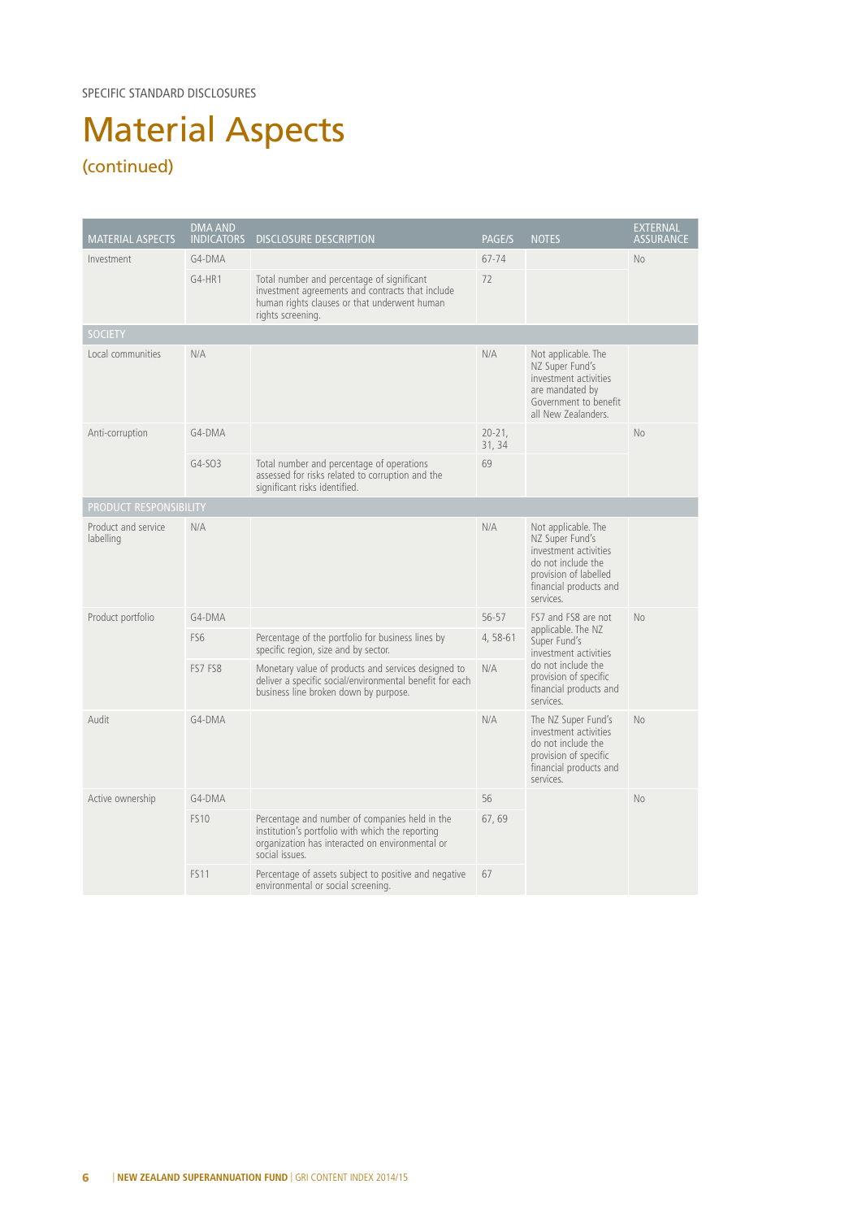SPECIFIC STANDARD DISCLOSURES

# Material Aspects

## (continued)

| MATERIAL ASPECTS | DMA AND INDICATORS | DISCLOSURE DESCRIPTION | PAGE/S | NOTES | EXTERNAL ASSURANCE |
|---|---|---|---|---|---|
| Investment | G4-DMA | | 67-74 | | No |
| | G4-HR1 | Total number and percentage of significant investment agreements and contracts that include human rights clauses or that underwent human rights screening. | 72 | | |
| SOCIETY | | | | | |
| Local communities | N/A | | N/A | Not applicable. The NZ Super Fund's investment activities are mandated by Government to benefit all New Zealanders. | |
| Anti-corruption | G4-DMA | | 20-21, 31, 34 | | No |
| | G4-SO3 | Total number and percentage of operations assessed for risks related to corruption and the significant risks identified. | 69 | | |
| PRODUCT RESPONSIBILITY | | | | | |
| Product and service labelling | N/A | | N/A | Not applicable. The NZ Super Fund's investment activities do not include the provision of labelled financial products and services. | |
| Product portfolio | G4-DMA | | 56-57 | FS7 and FS8 are not applicable. The NZ Super Fund's investment activities do not include the provision of specific financial products and services. | No |
| | FS6 | Percentage of the portfolio for business lines by specific region, size and by sector. | 4, 58-61 | | |
| | FS7 FS8 | Monetary value of products and services designed to deliver a specific social/environmental benefit for each business line broken down by purpose. | N/A | | |
| Audit | G4-DMA | | N/A | The NZ Super Fund's investment activities do not include the provision of specific financial products and services. | No |
| Active ownership | G4-DMA | | 56 | | No |
| | FS10 | Percentage and number of companies held in the institution's portfolio with which the reporting organization has interacted on environmental or social issues. | 67, 69 | | |
| | FS11 | Percentage of assets subject to positive and negative environmental or social screening. | 67 | | |